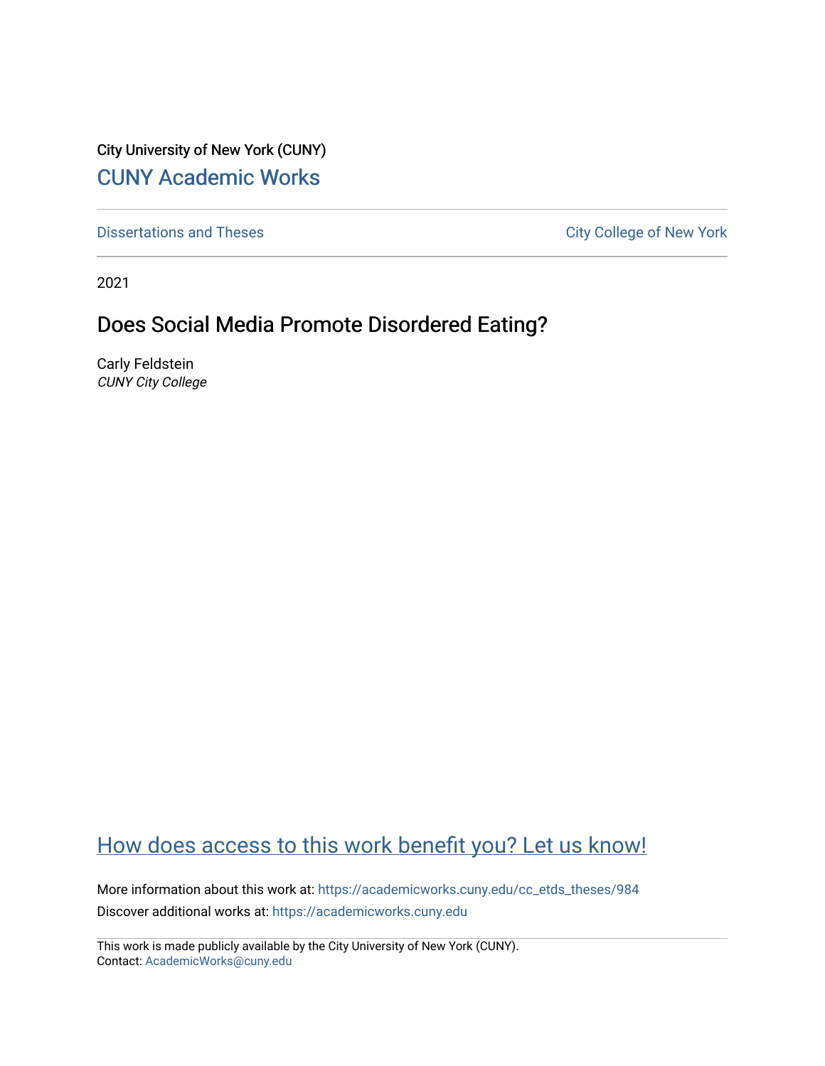City University of New York (CUNY)

CUNY Academic Works

Dissertations and Theses

City College of New York

2021

# Does Social Media Promote Disordered Eating?

Carly Feldstein
*CUNY City College*

How does access to this work benefit you? Let us know!

More information about this work at: https://academicworks.cuny.edu/cc_etds_theses/984

Discover additional works at: https://academicworks.cuny.edu

This work is made publicly available by the City University of New York (CUNY).
Contact: AcademicWorks@cuny.edu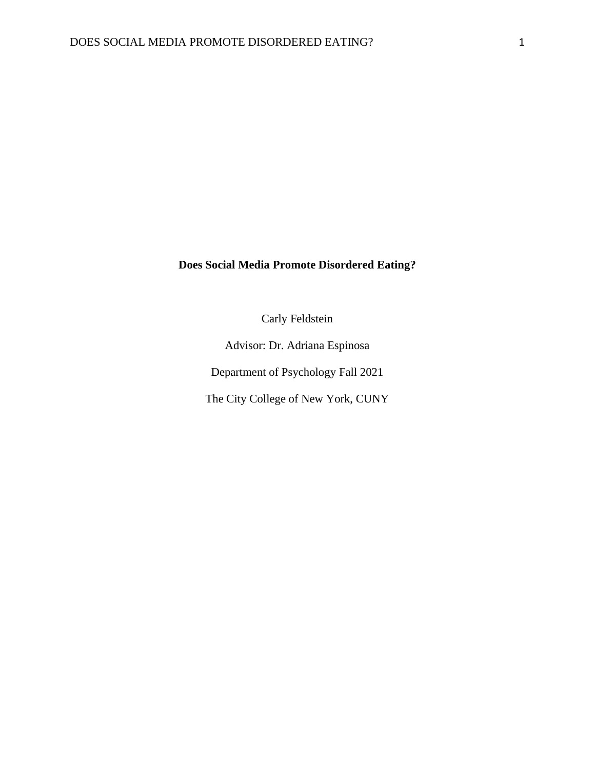**Does Social Media Promote Disordered Eating?**

Carly Feldstein

Advisor: Dr. Adriana Espinosa

Department of Psychology Fall 2021

The City College of New York, CUNY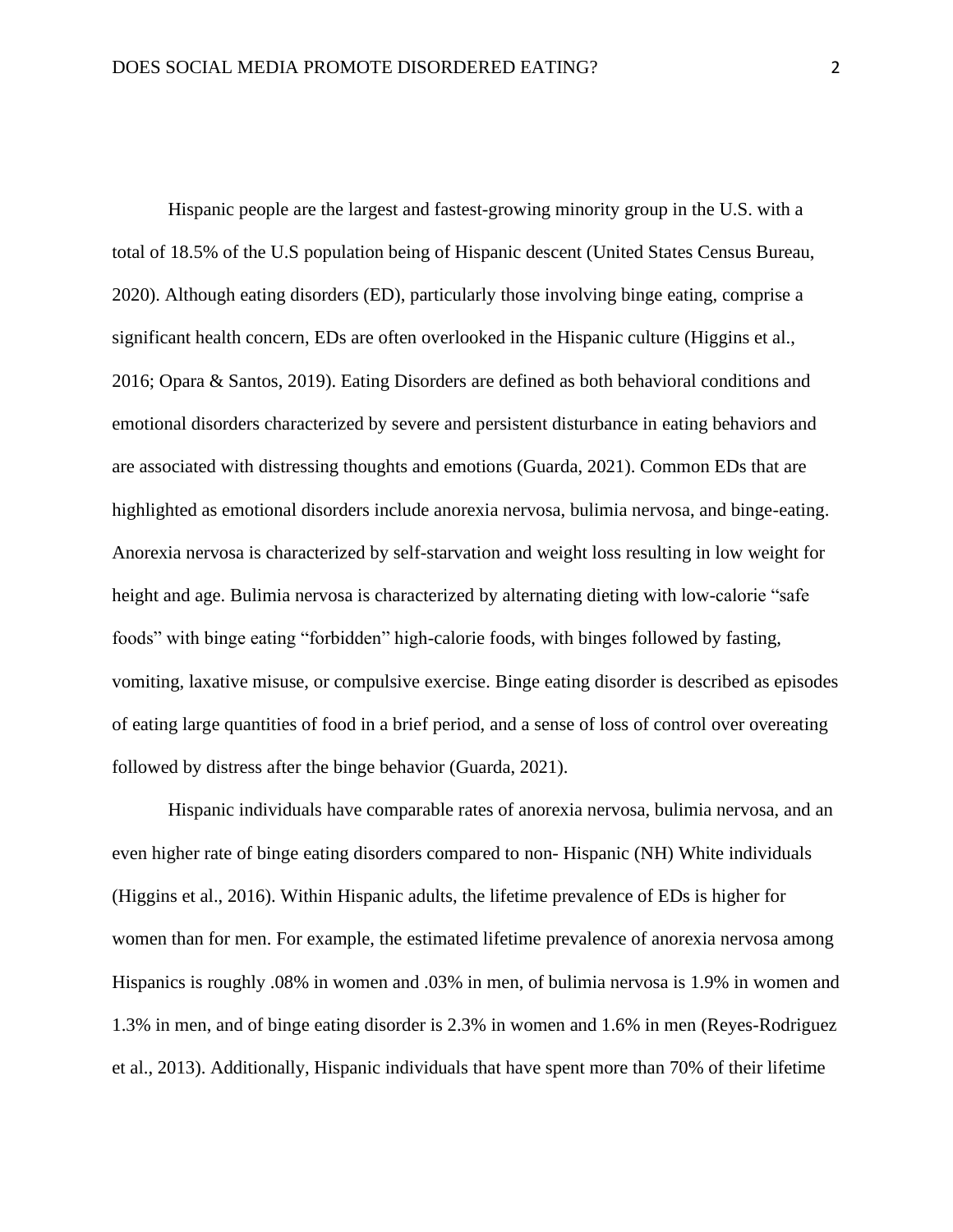Hispanic people are the largest and fastest-growing minority group in the U.S. with a total of 18.5% of the U.S population being of Hispanic descent (United States Census Bureau, 2020). Although eating disorders (ED), particularly those involving binge eating, comprise a significant health concern, EDs are often overlooked in the Hispanic culture (Higgins et al., 2016; Opara & Santos, 2019). Eating Disorders are defined as both behavioral conditions and emotional disorders characterized by severe and persistent disturbance in eating behaviors and are associated with distressing thoughts and emotions (Guarda, 2021). Common EDs that are highlighted as emotional disorders include anorexia nervosa, bulimia nervosa, and binge-eating. Anorexia nervosa is characterized by self-starvation and weight loss resulting in low weight for height and age. Bulimia nervosa is characterized by alternating dieting with low-calorie "safe foods" with binge eating "forbidden" high-calorie foods, with binges followed by fasting, vomiting, laxative misuse, or compulsive exercise. Binge eating disorder is described as episodes of eating large quantities of food in a brief period, and a sense of loss of control over overeating followed by distress after the binge behavior (Guarda, 2021).

Hispanic individuals have comparable rates of anorexia nervosa, bulimia nervosa, and an even higher rate of binge eating disorders compared to non- Hispanic (NH) White individuals (Higgins et al., 2016). Within Hispanic adults, the lifetime prevalence of EDs is higher for women than for men. For example, the estimated lifetime prevalence of anorexia nervosa among Hispanics is roughly .08% in women and .03% in men, of bulimia nervosa is 1.9% in women and 1.3% in men, and of binge eating disorder is 2.3% in women and 1.6% in men (Reyes-Rodriguez et al., 2013). Additionally, Hispanic individuals that have spent more than 70% of their lifetime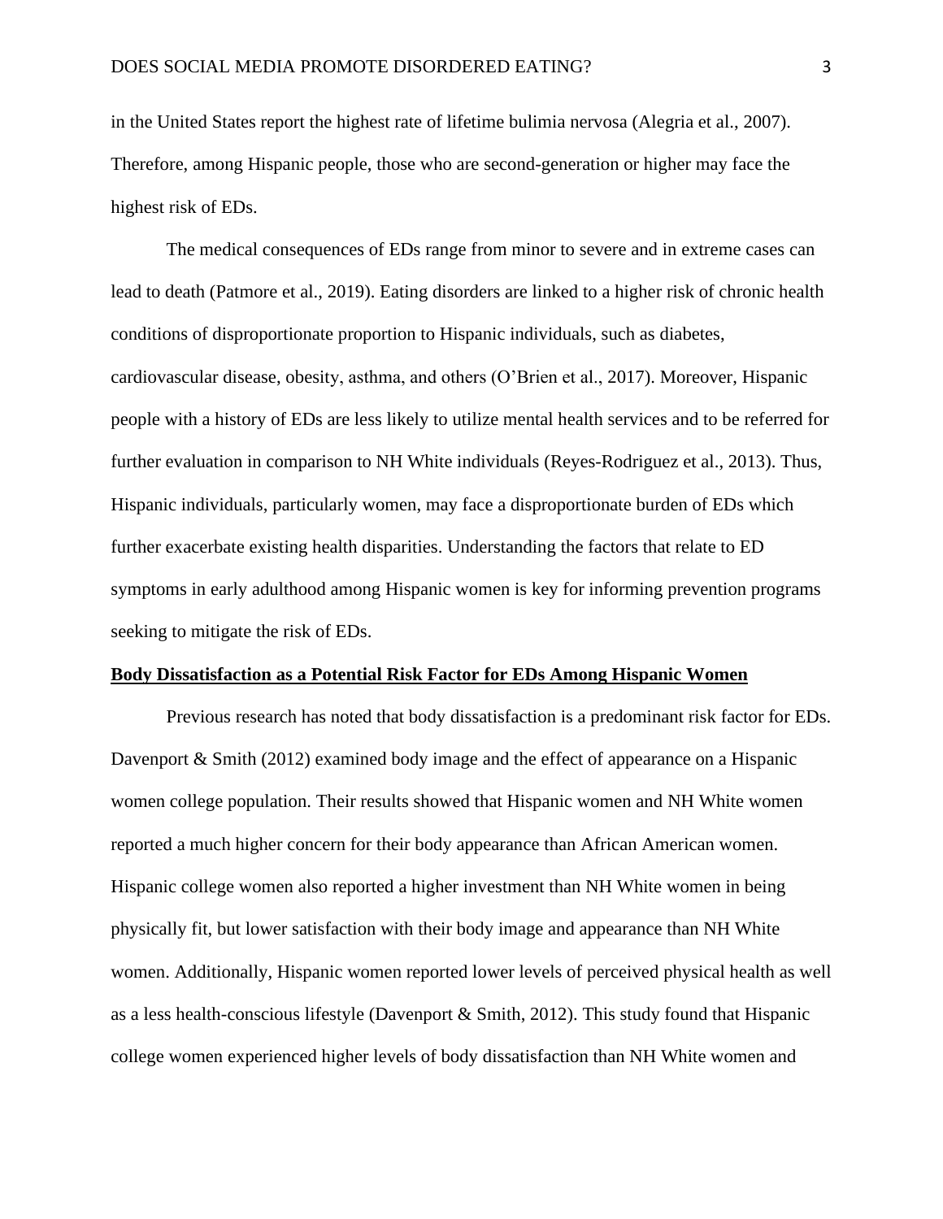in the United States report the highest rate of lifetime bulimia nervosa (Alegria et al., 2007). Therefore, among Hispanic people, those who are second-generation or higher may face the highest risk of EDs.

The medical consequences of EDs range from minor to severe and in extreme cases can lead to death (Patmore et al., 2019). Eating disorders are linked to a higher risk of chronic health conditions of disproportionate proportion to Hispanic individuals, such as diabetes, cardiovascular disease, obesity, asthma, and others (O'Brien et al., 2017). Moreover, Hispanic people with a history of EDs are less likely to utilize mental health services and to be referred for further evaluation in comparison to NH White individuals (Reyes-Rodriguez et al., 2013). Thus, Hispanic individuals, particularly women, may face a disproportionate burden of EDs which further exacerbate existing health disparities. Understanding the factors that relate to ED symptoms in early adulthood among Hispanic women is key for informing prevention programs seeking to mitigate the risk of EDs.

## Body Dissatisfaction as a Potential Risk Factor for EDs Among Hispanic Women

Previous research has noted that body dissatisfaction is a predominant risk factor for EDs. Davenport & Smith (2012) examined body image and the effect of appearance on a Hispanic women college population. Their results showed that Hispanic women and NH White women reported a much higher concern for their body appearance than African American women. Hispanic college women also reported a higher investment than NH White women in being physically fit, but lower satisfaction with their body image and appearance than NH White women. Additionally, Hispanic women reported lower levels of perceived physical health as well as a less health-conscious lifestyle (Davenport & Smith, 2012). This study found that Hispanic college women experienced higher levels of body dissatisfaction than NH White women and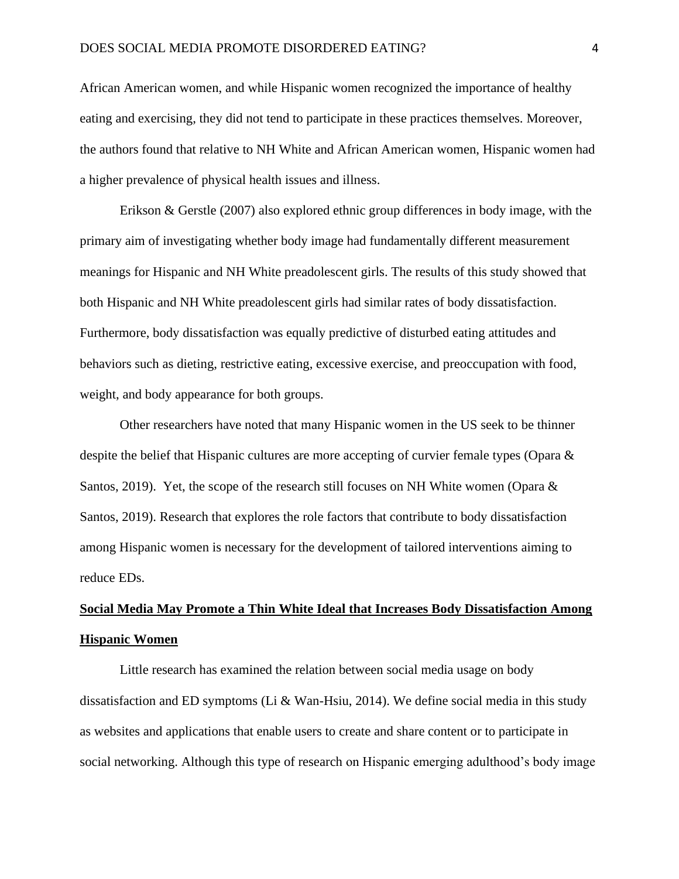African American women, and while Hispanic women recognized the importance of healthy eating and exercising, they did not tend to participate in these practices themselves. Moreover, the authors found that relative to NH White and African American women, Hispanic women had a higher prevalence of physical health issues and illness.

Erikson & Gerstle (2007) also explored ethnic group differences in body image, with the primary aim of investigating whether body image had fundamentally different measurement meanings for Hispanic and NH White preadolescent girls. The results of this study showed that both Hispanic and NH White preadolescent girls had similar rates of body dissatisfaction. Furthermore, body dissatisfaction was equally predictive of disturbed eating attitudes and behaviors such as dieting, restrictive eating, excessive exercise, and preoccupation with food, weight, and body appearance for both groups.

Other researchers have noted that many Hispanic women in the US seek to be thinner despite the belief that Hispanic cultures are more accepting of curvier female types (Opara & Santos, 2019). Yet, the scope of the research still focuses on NH White women (Opara & Santos, 2019). Research that explores the role factors that contribute to body dissatisfaction among Hispanic women is necessary for the development of tailored interventions aiming to reduce EDs.

## Social Media May Promote a Thin White Ideal that Increases Body Dissatisfaction Among Hispanic Women

Little research has examined the relation between social media usage on body dissatisfaction and ED symptoms (Li & Wan-Hsiu, 2014). We define social media in this study as websites and applications that enable users to create and share content or to participate in social networking. Although this type of research on Hispanic emerging adulthood's body image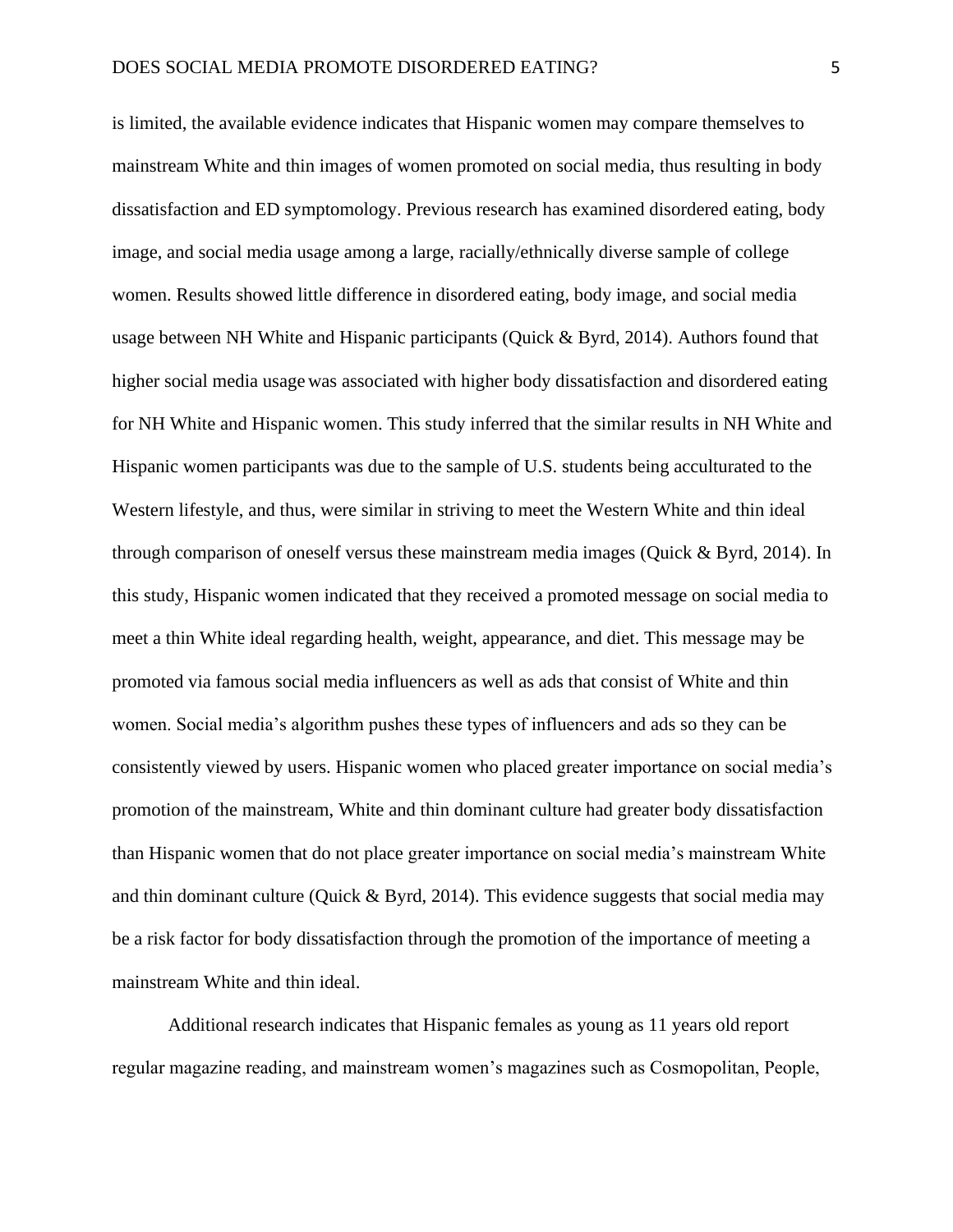is limited, the available evidence indicates that Hispanic women may compare themselves to mainstream White and thin images of women promoted on social media, thus resulting in body dissatisfaction and ED symptomology. Previous research has examined disordered eating, body image, and social media usage among a large, racially/ethnically diverse sample of college women. Results showed little difference in disordered eating, body image, and social media usage between NH White and Hispanic participants (Quick & Byrd, 2014). Authors found that higher social media usage was associated with higher body dissatisfaction and disordered eating for NH White and Hispanic women. This study inferred that the similar results in NH White and Hispanic women participants was due to the sample of U.S. students being acculturated to the Western lifestyle, and thus, were similar in striving to meet the Western White and thin ideal through comparison of oneself versus these mainstream media images (Quick & Byrd, 2014). In this study, Hispanic women indicated that they received a promoted message on social media to meet a thin White ideal regarding health, weight, appearance, and diet. This message may be promoted via famous social media influencers as well as ads that consist of White and thin women. Social media's algorithm pushes these types of influencers and ads so they can be consistently viewed by users. Hispanic women who placed greater importance on social media's promotion of the mainstream, White and thin dominant culture had greater body dissatisfaction than Hispanic women that do not place greater importance on social media's mainstream White and thin dominant culture (Quick & Byrd, 2014). This evidence suggests that social media may be a risk factor for body dissatisfaction through the promotion of the importance of meeting a mainstream White and thin ideal.

Additional research indicates that Hispanic females as young as 11 years old report regular magazine reading, and mainstream women's magazines such as Cosmopolitan, People,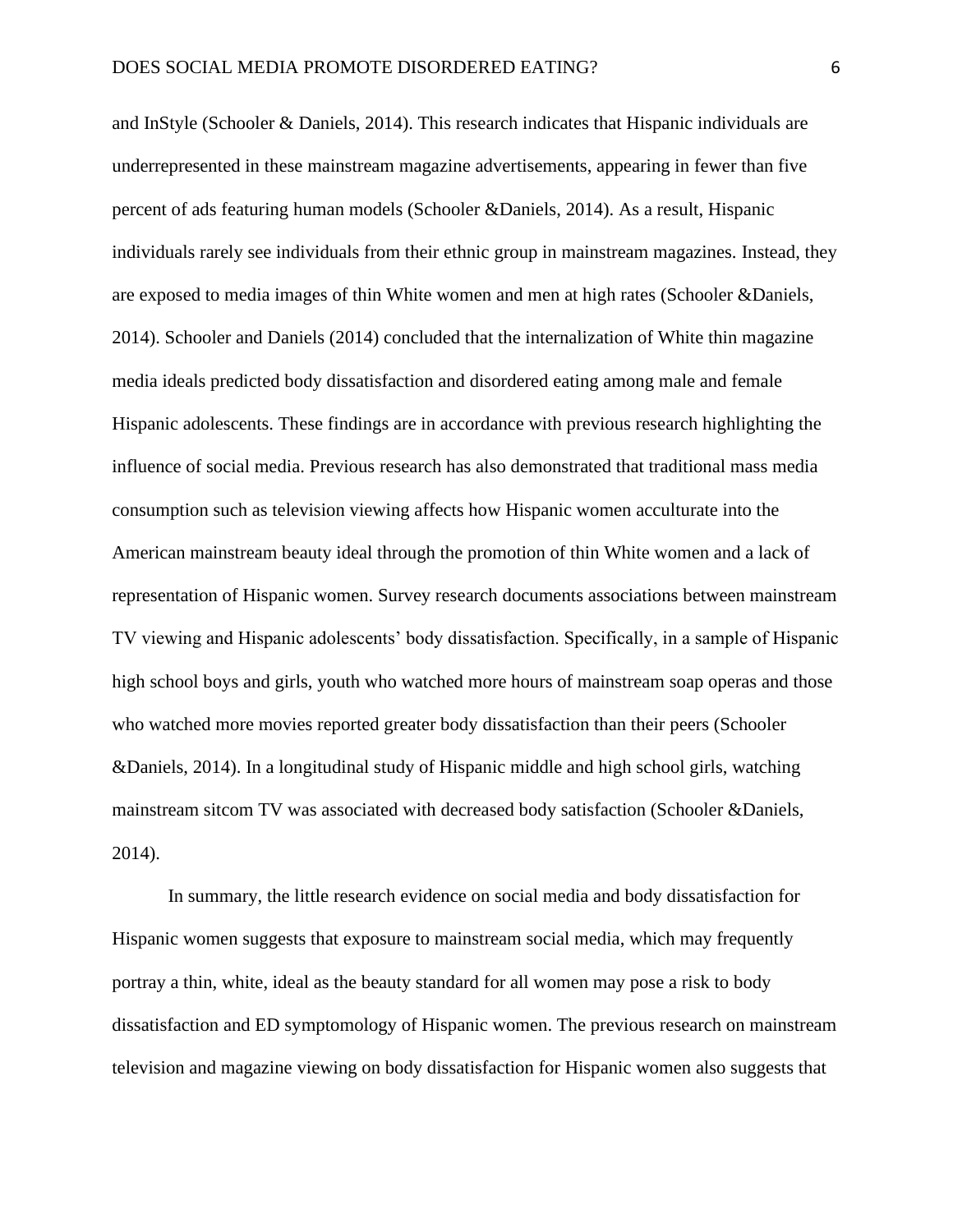and InStyle (Schooler & Daniels, 2014). This research indicates that Hispanic individuals are underrepresented in these mainstream magazine advertisements, appearing in fewer than five percent of ads featuring human models (Schooler &Daniels, 2014). As a result, Hispanic individuals rarely see individuals from their ethnic group in mainstream magazines. Instead, they are exposed to media images of thin White women and men at high rates (Schooler &Daniels, 2014). Schooler and Daniels (2014) concluded that the internalization of White thin magazine media ideals predicted body dissatisfaction and disordered eating among male and female Hispanic adolescents. These findings are in accordance with previous research highlighting the influence of social media. Previous research has also demonstrated that traditional mass media consumption such as television viewing affects how Hispanic women acculturate into the American mainstream beauty ideal through the promotion of thin White women and a lack of representation of Hispanic women. Survey research documents associations between mainstream TV viewing and Hispanic adolescents' body dissatisfaction. Specifically, in a sample of Hispanic high school boys and girls, youth who watched more hours of mainstream soap operas and those who watched more movies reported greater body dissatisfaction than their peers (Schooler &Daniels, 2014). In a longitudinal study of Hispanic middle and high school girls, watching mainstream sitcom TV was associated with decreased body satisfaction (Schooler &Daniels, 2014).

In summary, the little research evidence on social media and body dissatisfaction for Hispanic women suggests that exposure to mainstream social media, which may frequently portray a thin, white, ideal as the beauty standard for all women may pose a risk to body dissatisfaction and ED symptomology of Hispanic women. The previous research on mainstream television and magazine viewing on body dissatisfaction for Hispanic women also suggests that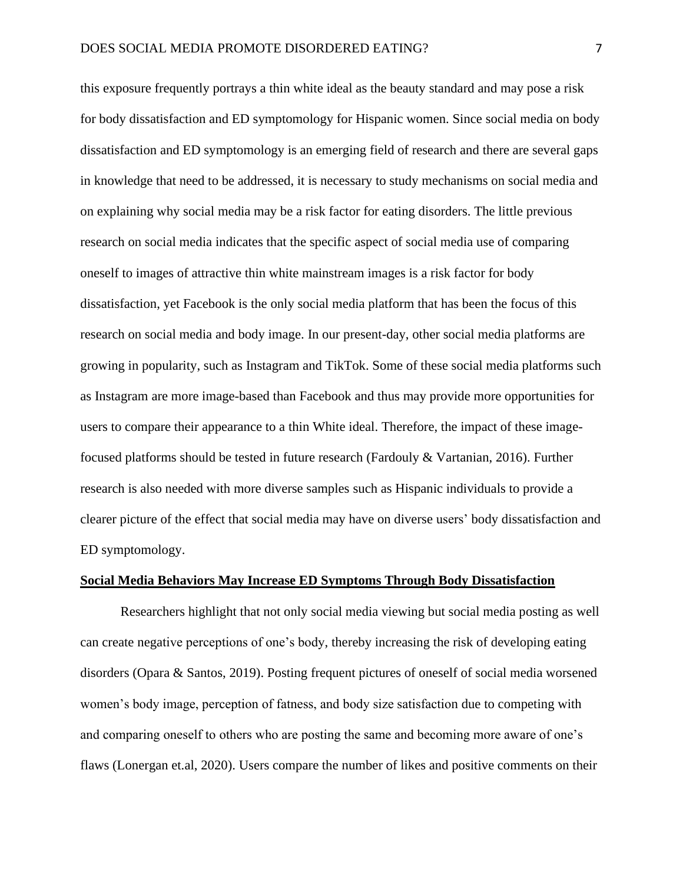this exposure frequently portrays a thin white ideal as the beauty standard and may pose a risk for body dissatisfaction and ED symptomology for Hispanic women. Since social media on body dissatisfaction and ED symptomology is an emerging field of research and there are several gaps in knowledge that need to be addressed, it is necessary to study mechanisms on social media and on explaining why social media may be a risk factor for eating disorders. The little previous research on social media indicates that the specific aspect of social media use of comparing oneself to images of attractive thin white mainstream images is a risk factor for body dissatisfaction, yet Facebook is the only social media platform that has been the focus of this research on social media and body image. In our present-day, other social media platforms are growing in popularity, such as Instagram and TikTok. Some of these social media platforms such as Instagram are more image-based than Facebook and thus may provide more opportunities for users to compare their appearance to a thin White ideal. Therefore, the impact of these image-focused platforms should be tested in future research (Fardouly & Vartanian, 2016). Further research is also needed with more diverse samples such as Hispanic individuals to provide a clearer picture of the effect that social media may have on diverse users' body dissatisfaction and ED symptomology.

## Social Media Behaviors May Increase ED Symptoms Through Body Dissatisfaction

Researchers highlight that not only social media viewing but social media posting as well can create negative perceptions of one's body, thereby increasing the risk of developing eating disorders (Opara & Santos, 2019). Posting frequent pictures of oneself of social media worsened women's body image, perception of fatness, and body size satisfaction due to competing with and comparing oneself to others who are posting the same and becoming more aware of one's flaws (Lonergan et.al, 2020). Users compare the number of likes and positive comments on their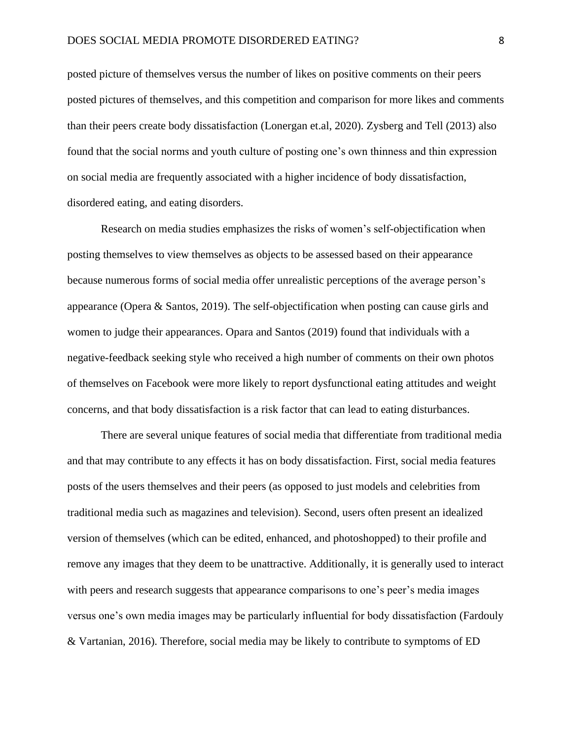posted picture of themselves versus the number of likes on positive comments on their peers posted pictures of themselves, and this competition and comparison for more likes and comments than their peers create body dissatisfaction (Lonergan et.al, 2020). Zysberg and Tell (2013) also found that the social norms and youth culture of posting one's own thinness and thin expression on social media are frequently associated with a higher incidence of body dissatisfaction, disordered eating, and eating disorders.

Research on media studies emphasizes the risks of women's self-objectification when posting themselves to view themselves as objects to be assessed based on their appearance because numerous forms of social media offer unrealistic perceptions of the average person's appearance (Opera & Santos, 2019). The self-objectification when posting can cause girls and women to judge their appearances. Opara and Santos (2019) found that individuals with a negative-feedback seeking style who received a high number of comments on their own photos of themselves on Facebook were more likely to report dysfunctional eating attitudes and weight concerns, and that body dissatisfaction is a risk factor that can lead to eating disturbances.

There are several unique features of social media that differentiate from traditional media and that may contribute to any effects it has on body dissatisfaction. First, social media features posts of the users themselves and their peers (as opposed to just models and celebrities from traditional media such as magazines and television). Second, users often present an idealized version of themselves (which can be edited, enhanced, and photoshopped) to their profile and remove any images that they deem to be unattractive. Additionally, it is generally used to interact with peers and research suggests that appearance comparisons to one's peer's media images versus one's own media images may be particularly influential for body dissatisfaction (Fardouly & Vartanian, 2016). Therefore, social media may be likely to contribute to symptoms of ED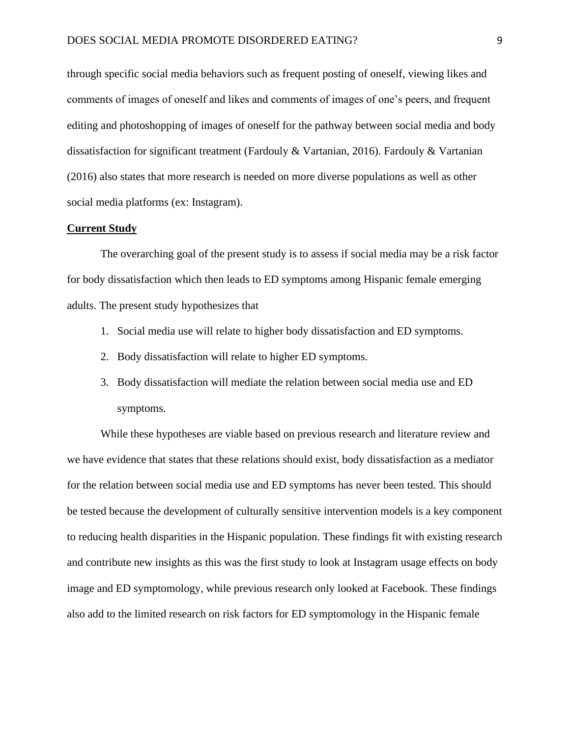through specific social media behaviors such as frequent posting of oneself, viewing likes and comments of images of oneself and likes and comments of images of one's peers, and frequent editing and photoshopping of images of oneself for the pathway between social media and body dissatisfaction for significant treatment (Fardouly & Vartanian, 2016). Fardouly & Vartanian (2016) also states that more research is needed on more diverse populations as well as other social media platforms (ex: Instagram).

## Current Study

The overarching goal of the present study is to assess if social media may be a risk factor for body dissatisfaction which then leads to ED symptoms among Hispanic female emerging adults. The present study hypothesizes that

1. Social media use will relate to higher body dissatisfaction and ED symptoms.
2. Body dissatisfaction will relate to higher ED symptoms.
3. Body dissatisfaction will mediate the relation between social media use and ED symptoms.

While these hypotheses are viable based on previous research and literature review and we have evidence that states that these relations should exist, body dissatisfaction as a mediator for the relation between social media use and ED symptoms has never been tested. This should be tested because the development of culturally sensitive intervention models is a key component to reducing health disparities in the Hispanic population. These findings fit with existing research and contribute new insights as this was the first study to look at Instagram usage effects on body image and ED symptomology, while previous research only looked at Facebook. These findings also add to the limited research on risk factors for ED symptomology in the Hispanic female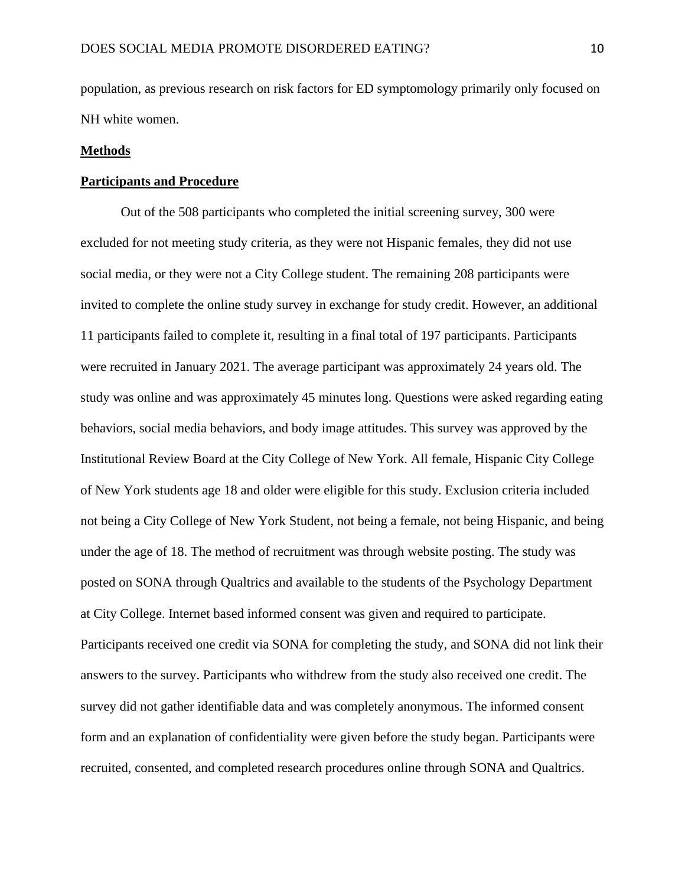population, as previous research on risk factors for ED symptomology primarily only focused on NH white women.

## Methods

### Participants and Procedure

Out of the 508 participants who completed the initial screening survey, 300 were excluded for not meeting study criteria, as they were not Hispanic females, they did not use social media, or they were not a City College student. The remaining 208 participants were invited to complete the online study survey in exchange for study credit. However, an additional 11 participants failed to complete it, resulting in a final total of 197 participants. Participants were recruited in January 2021. The average participant was approximately 24 years old. The study was online and was approximately 45 minutes long. Questions were asked regarding eating behaviors, social media behaviors, and body image attitudes. This survey was approved by the Institutional Review Board at the City College of New York. All female, Hispanic City College of New York students age 18 and older were eligible for this study. Exclusion criteria included not being a City College of New York Student, not being a female, not being Hispanic, and being under the age of 18. The method of recruitment was through website posting. The study was posted on SONA through Qualtrics and available to the students of the Psychology Department at City College. Internet based informed consent was given and required to participate. Participants received one credit via SONA for completing the study, and SONA did not link their answers to the survey. Participants who withdrew from the study also received one credit. The survey did not gather identifiable data and was completely anonymous. The informed consent form and an explanation of confidentiality were given before the study began. Participants were recruited, consented, and completed research procedures online through SONA and Qualtrics.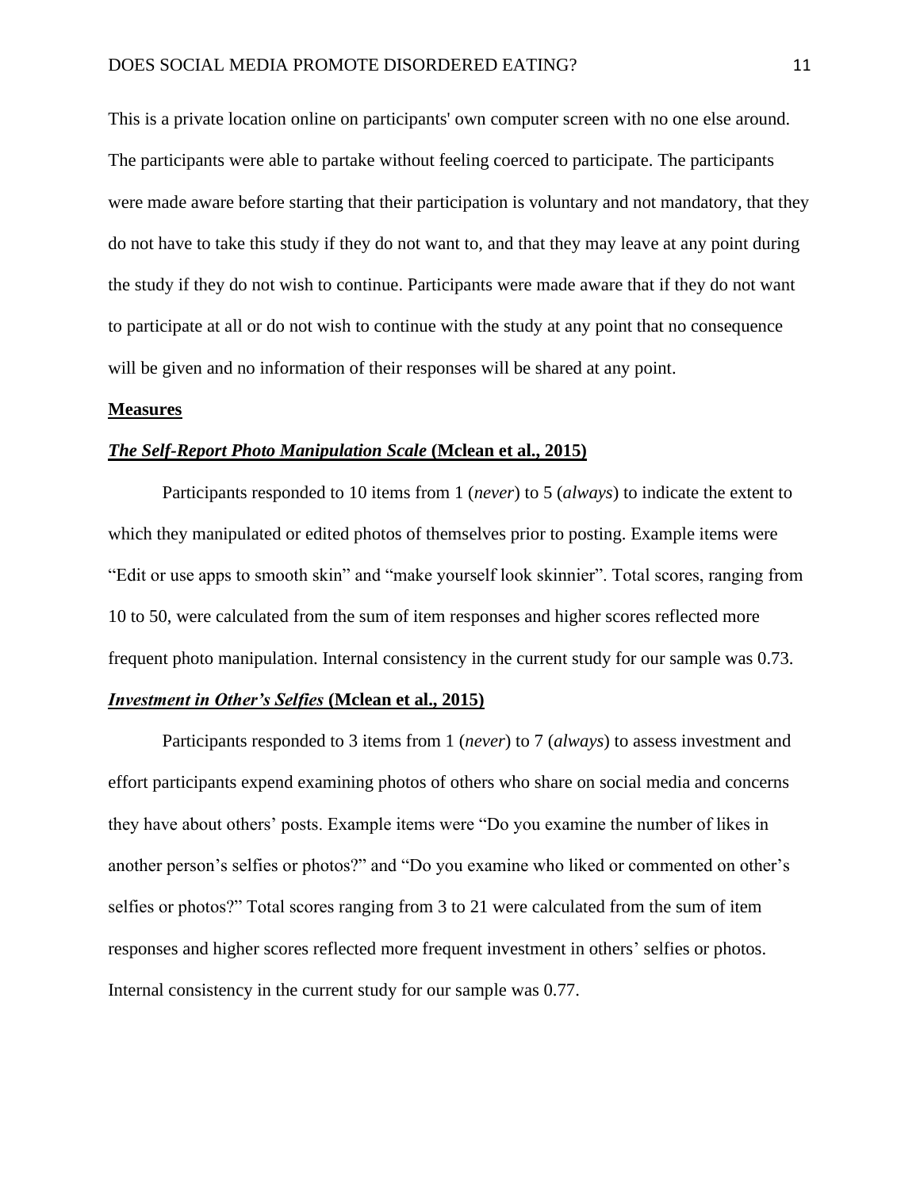This is a private location online on participants' own computer screen with no one else around. The participants were able to partake without feeling coerced to participate. The participants were made aware before starting that their participation is voluntary and not mandatory, that they do not have to take this study if they do not want to, and that they may leave at any point during the study if they do not wish to continue. Participants were made aware that if they do not want to participate at all or do not wish to continue with the study at any point that no consequence will be given and no information of their responses will be shared at any point.

## Measures

### ***The Self-Report Photo Manipulation Scale*** **(Mclean et al., 2015)**

Participants responded to 10 items from 1 (*never*) to 5 (*always*) to indicate the extent to which they manipulated or edited photos of themselves prior to posting. Example items were "Edit or use apps to smooth skin" and "make yourself look skinnier". Total scores, ranging from 10 to 50, were calculated from the sum of item responses and higher scores reflected more frequent photo manipulation. Internal consistency in the current study for our sample was 0.73.

### ***Investment in Other's Selfies*** **(Mclean et al., 2015)**

Participants responded to 3 items from 1 (*never*) to 7 (*always*) to assess investment and effort participants expend examining photos of others who share on social media and concerns they have about others' posts. Example items were "Do you examine the number of likes in another person's selfies or photos?" and "Do you examine who liked or commented on other's selfies or photos?" Total scores ranging from 3 to 21 were calculated from the sum of item responses and higher scores reflected more frequent investment in others' selfies or photos. Internal consistency in the current study for our sample was 0.77.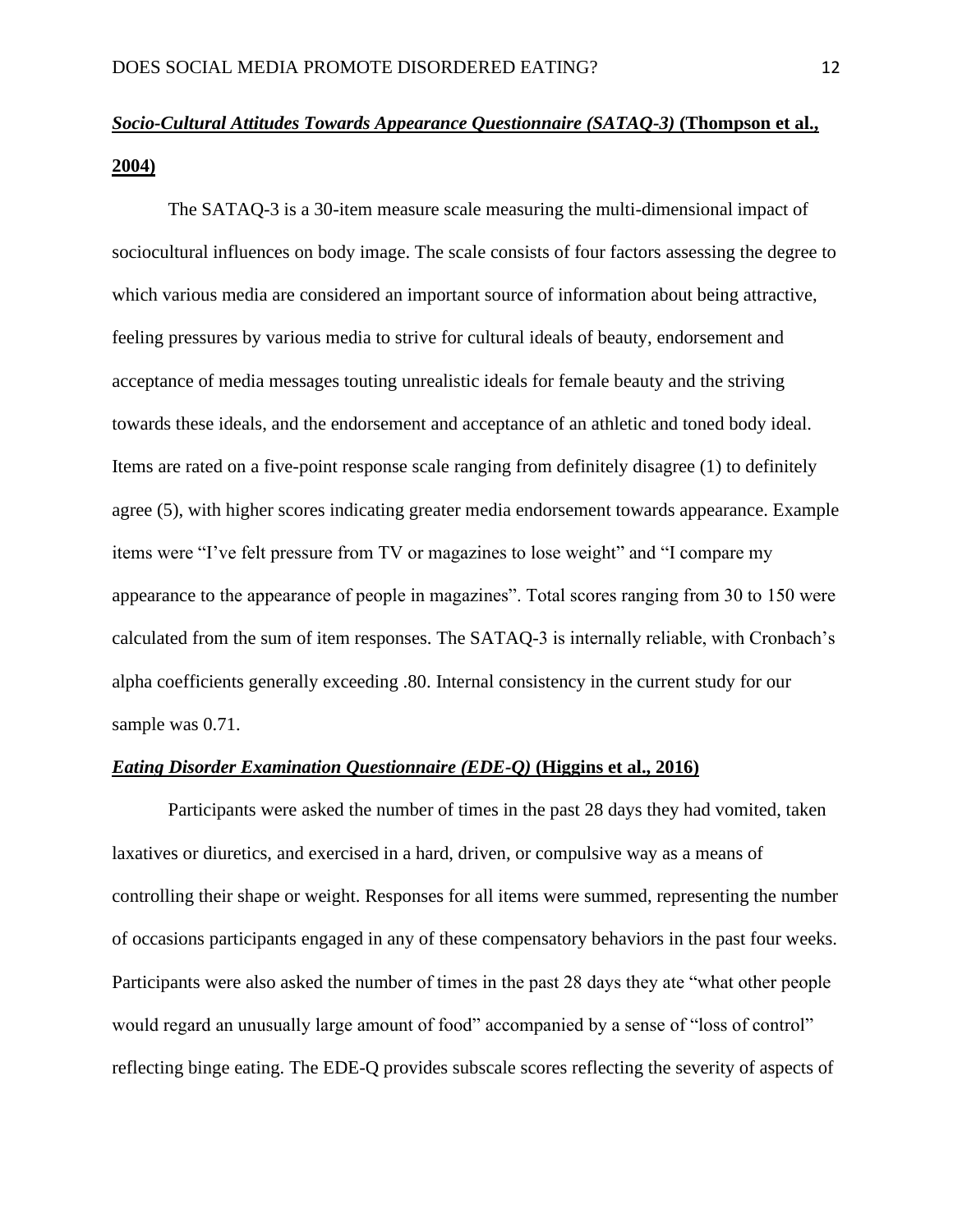***Socio-Cultural Attitudes Towards Appearance Questionnaire (SATAQ-3)*** **(Thompson et al., 2004)**

The SATAQ-3 is a 30-item measure scale measuring the multi-dimensional impact of sociocultural influences on body image. The scale consists of four factors assessing the degree to which various media are considered an important source of information about being attractive, feeling pressures by various media to strive for cultural ideals of beauty, endorsement and acceptance of media messages touting unrealistic ideals for female beauty and the striving towards these ideals, and the endorsement and acceptance of an athletic and toned body ideal. Items are rated on a five-point response scale ranging from definitely disagree (1) to definitely agree (5), with higher scores indicating greater media endorsement towards appearance. Example items were "I've felt pressure from TV or magazines to lose weight" and "I compare my appearance to the appearance of people in magazines". Total scores ranging from 30 to 150 were calculated from the sum of item responses. The SATAQ-3 is internally reliable, with Cronbach's alpha coefficients generally exceeding .80. Internal consistency in the current study for our sample was 0.71.

***Eating Disorder Examination Questionnaire (EDE-Q)*** **(Higgins et al., 2016)**

Participants were asked the number of times in the past 28 days they had vomited, taken laxatives or diuretics, and exercised in a hard, driven, or compulsive way as a means of controlling their shape or weight. Responses for all items were summed, representing the number of occasions participants engaged in any of these compensatory behaviors in the past four weeks. Participants were also asked the number of times in the past 28 days they ate "what other people would regard an unusually large amount of food" accompanied by a sense of "loss of control" reflecting binge eating. The EDE-Q provides subscale scores reflecting the severity of aspects of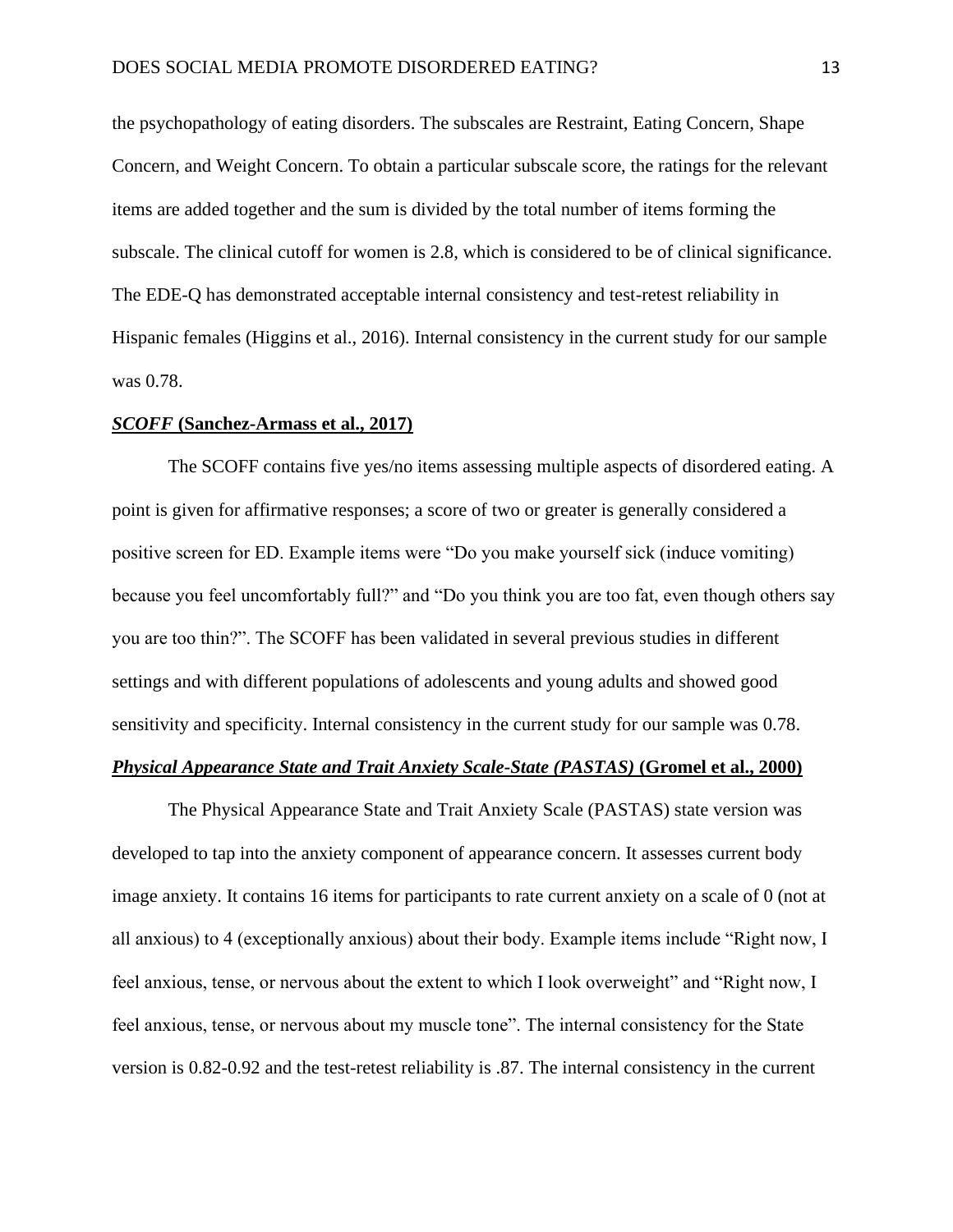the psychopathology of eating disorders. The subscales are Restraint, Eating Concern, Shape Concern, and Weight Concern. To obtain a particular subscale score, the ratings for the relevant items are added together and the sum is divided by the total number of items forming the subscale. The clinical cutoff for women is 2.8, which is considered to be of clinical significance. The EDE-Q has demonstrated acceptable internal consistency and test-retest reliability in Hispanic females (Higgins et al., 2016). Internal consistency in the current study for our sample was 0.78.

### ***SCOFF* (Sanchez-Armass et al., 2017)**

The SCOFF contains five yes/no items assessing multiple aspects of disordered eating. A point is given for affirmative responses; a score of two or greater is generally considered a positive screen for ED. Example items were "Do you make yourself sick (induce vomiting) because you feel uncomfortably full?" and "Do you think you are too fat, even though others say you are too thin?". The SCOFF has been validated in several previous studies in different settings and with different populations of adolescents and young adults and showed good sensitivity and specificity. Internal consistency in the current study for our sample was 0.78.

### ***Physical Appearance State and Trait Anxiety Scale-State (PASTAS)* (Gromel et al., 2000)**

The Physical Appearance State and Trait Anxiety Scale (PASTAS) state version was developed to tap into the anxiety component of appearance concern. It assesses current body image anxiety. It contains 16 items for participants to rate current anxiety on a scale of 0 (not at all anxious) to 4 (exceptionally anxious) about their body. Example items include "Right now, I feel anxious, tense, or nervous about the extent to which I look overweight" and "Right now, I feel anxious, tense, or nervous about my muscle tone". The internal consistency for the State version is 0.82-0.92 and the test-retest reliability is .87. The internal consistency in the current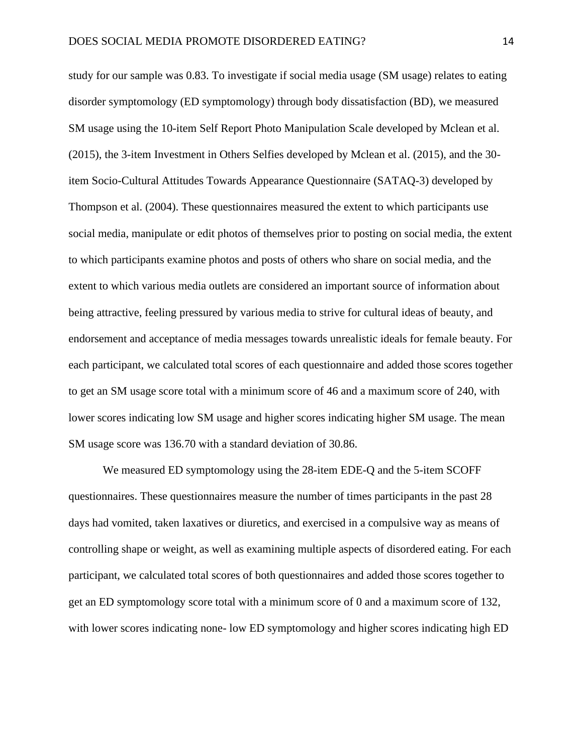study for our sample was 0.83. To investigate if social media usage (SM usage) relates to eating disorder symptomology (ED symptomology) through body dissatisfaction (BD), we measured SM usage using the 10-item Self Report Photo Manipulation Scale developed by Mclean et al. (2015), the 3-item Investment in Others Selfies developed by Mclean et al. (2015), and the 30-item Socio-Cultural Attitudes Towards Appearance Questionnaire (SATAQ-3) developed by Thompson et al. (2004). These questionnaires measured the extent to which participants use social media, manipulate or edit photos of themselves prior to posting on social media, the extent to which participants examine photos and posts of others who share on social media, and the extent to which various media outlets are considered an important source of information about being attractive, feeling pressured by various media to strive for cultural ideas of beauty, and endorsement and acceptance of media messages towards unrealistic ideals for female beauty. For each participant, we calculated total scores of each questionnaire and added those scores together to get an SM usage score total with a minimum score of 46 and a maximum score of 240, with lower scores indicating low SM usage and higher scores indicating higher SM usage. The mean SM usage score was 136.70 with a standard deviation of 30.86.

We measured ED symptomology using the 28-item EDE-Q and the 5-item SCOFF questionnaires. These questionnaires measure the number of times participants in the past 28 days had vomited, taken laxatives or diuretics, and exercised in a compulsive way as means of controlling shape or weight, as well as examining multiple aspects of disordered eating. For each participant, we calculated total scores of both questionnaires and added those scores together to get an ED symptomology score total with a minimum score of 0 and a maximum score of 132, with lower scores indicating none- low ED symptomology and higher scores indicating high ED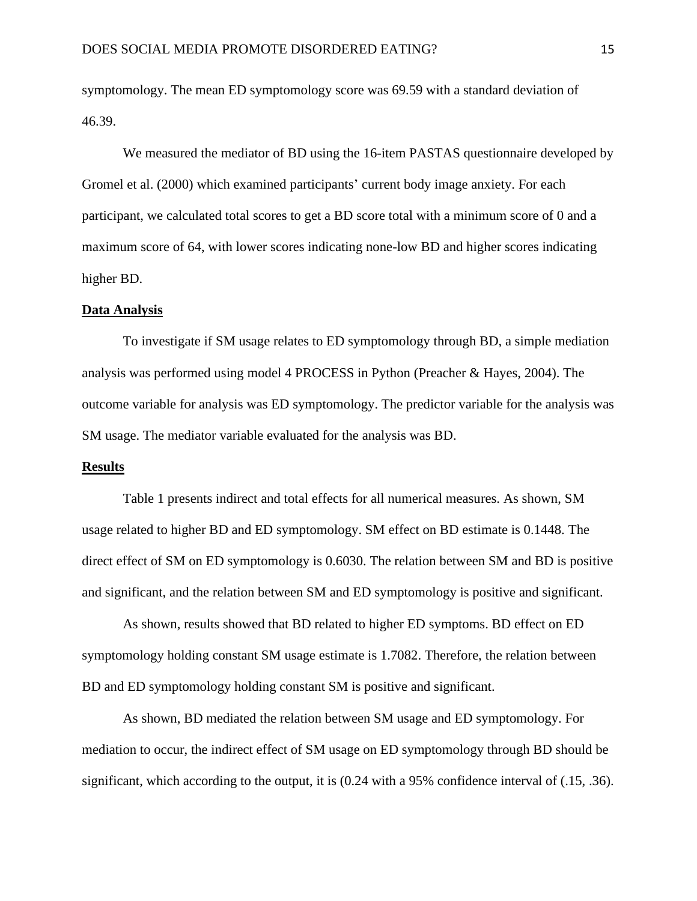symptomology. The mean ED symptomology score was 69.59 with a standard deviation of 46.39.

We measured the mediator of BD using the 16-item PASTAS questionnaire developed by Gromel et al. (2000) which examined participants' current body image anxiety. For each participant, we calculated total scores to get a BD score total with a minimum score of 0 and a maximum score of 64, with lower scores indicating none-low BD and higher scores indicating higher BD.

**Data Analysis**

To investigate if SM usage relates to ED symptomology through BD, a simple mediation analysis was performed using model 4 PROCESS in Python (Preacher & Hayes, 2004). The outcome variable for analysis was ED symptomology. The predictor variable for the analysis was SM usage. The mediator variable evaluated for the analysis was BD.

**Results**

Table 1 presents indirect and total effects for all numerical measures. As shown, SM usage related to higher BD and ED symptomology. SM effect on BD estimate is 0.1448. The direct effect of SM on ED symptomology is 0.6030. The relation between SM and BD is positive and significant, and the relation between SM and ED symptomology is positive and significant.

As shown, results showed that BD related to higher ED symptoms. BD effect on ED symptomology holding constant SM usage estimate is 1.7082. Therefore, the relation between BD and ED symptomology holding constant SM is positive and significant.

As shown, BD mediated the relation between SM usage and ED symptomology. For mediation to occur, the indirect effect of SM usage on ED symptomology through BD should be significant, which according to the output, it is (0.24 with a 95% confidence interval of (.15, .36).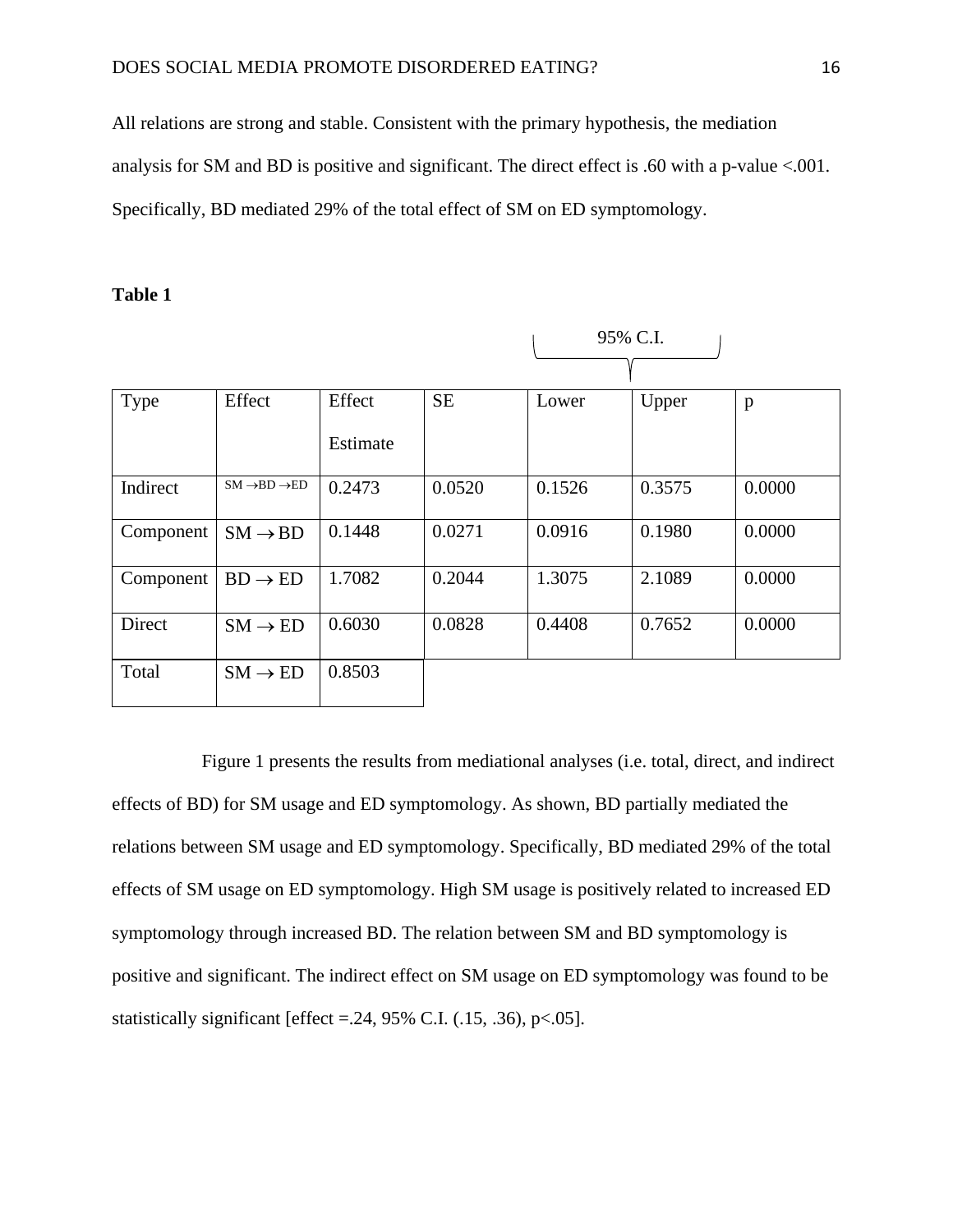All relations are strong and stable. Consistent with the primary hypothesis, the mediation analysis for SM and BD is positive and significant. The direct effect is .60 with a p-value <.001. Specifically, BD mediated 29% of the total effect of SM on ED symptomology.

**Table 1**

| Type | Effect | Effect Estimate | SE | 95% C.I. Lower | 95% C.I. Upper | p |
|---|---|---|---|---|---|---|
| Indirect | SM $\rightarrow$BD $\rightarrow$ED | 0.2473 | 0.0520 | 0.1526 | 0.3575 | 0.0000 |
| Component | SM $\rightarrow$ BD | 0.1448 | 0.0271 | 0.0916 | 0.1980 | 0.0000 |
| Component | BD $\rightarrow$ ED | 1.7082 | 0.2044 | 1.3075 | 2.1089 | 0.0000 |
| Direct | SM $\rightarrow$ ED | 0.6030 | 0.0828 | 0.4408 | 0.7652 | 0.0000 |
| Total | SM $\rightarrow$ ED | 0.8503 | | | | |

Figure 1 presents the results from mediational analyses (i.e. total, direct, and indirect effects of BD) for SM usage and ED symptomology. As shown, BD partially mediated the relations between SM usage and ED symptomology. Specifically, BD mediated 29% of the total effects of SM usage on ED symptomology. High SM usage is positively related to increased ED symptomology through increased BD. The relation between SM and BD symptomology is positive and significant. The indirect effect on SM usage on ED symptomology was found to be statistically significant [effect =.24, 95% C.I. (.15, .36), p<.05].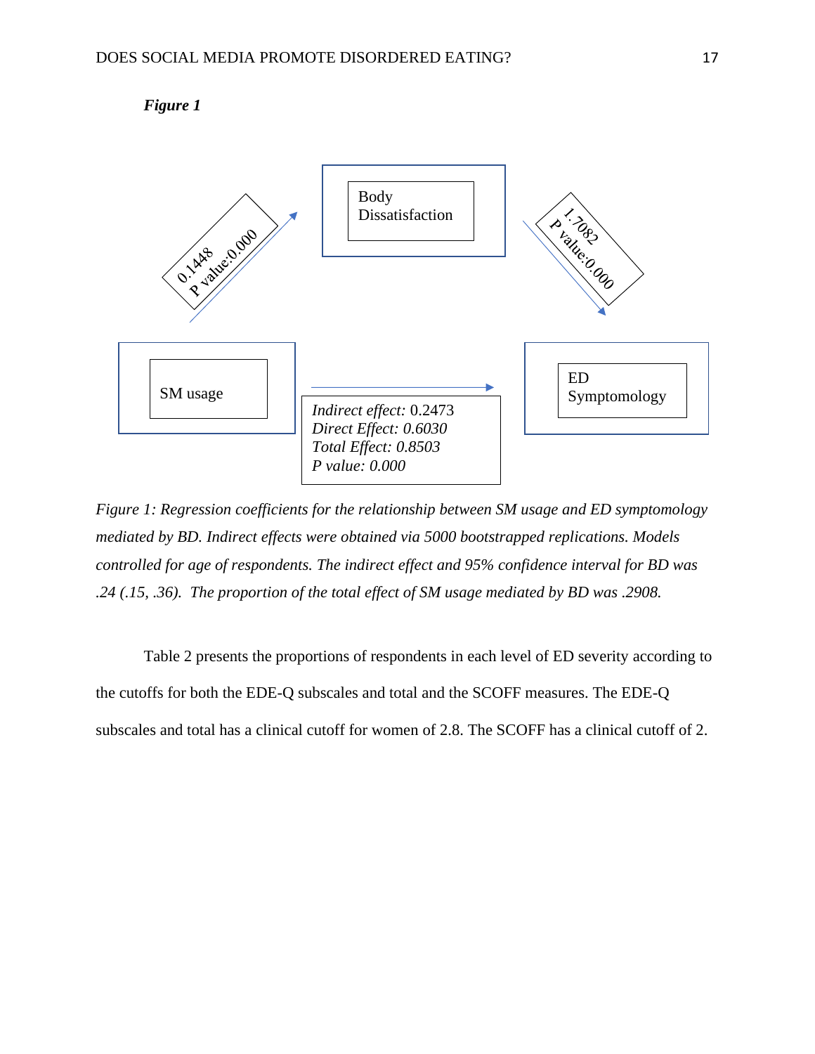***Figure 1***

Body Dissatisfaction

0.1448
P value:0.000

1.7082
P value:0.000

SM usage

ED Symptomology

*Indirect effect:* 0.2473
*Direct Effect: 0.6030*
*Total Effect: 0.8503*
*P value: 0.000*

*Figure 1: Regression coefficients for the relationship between SM usage and ED symptomology mediated by BD. Indirect effects were obtained via 5000 bootstrapped replications. Models controlled for age of respondents. The indirect effect and 95% confidence interval for BD was .24 (.15, .36). The proportion of the total effect of SM usage mediated by BD was .2908.*

Table 2 presents the proportions of respondents in each level of ED severity according to the cutoffs for both the EDE-Q subscales and total and the SCOFF measures. The EDE-Q subscales and total has a clinical cutoff for women of 2.8. The SCOFF has a clinical cutoff of 2.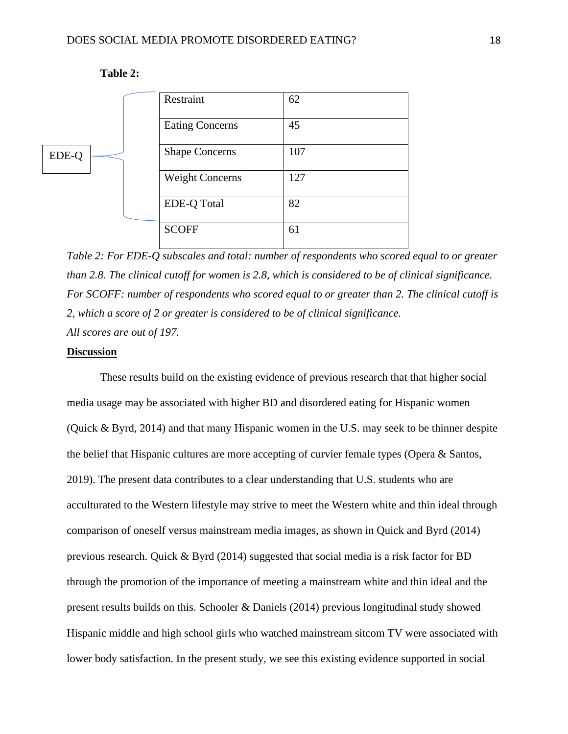**Table 2:**

| | Measure | Count |
|---|---|---|
| EDE-Q | Restraint | 62 |
| | Eating Concerns | 45 |
| | Shape Concerns | 107 |
| | Weight Concerns | 127 |
| | EDE-Q Total | 82 |
| | SCOFF | 61 |

*Table 2: For EDE-Q subscales and total: number of respondents who scored equal to or greater than 2.8. The clinical cutoff for women is 2.8, which is considered to be of clinical significance. For SCOFF: number of respondents who scored equal to or greater than 2. The clinical cutoff is 2, which a score of 2 or greater is considered to be of clinical significance.*

*All scores are out of 197.*

## Discussion

These results build on the existing evidence of previous research that that higher social media usage may be associated with higher BD and disordered eating for Hispanic women (Quick & Byrd, 2014) and that many Hispanic women in the U.S. may seek to be thinner despite the belief that Hispanic cultures are more accepting of curvier female types (Opera & Santos, 2019). The present data contributes to a clear understanding that U.S. students who are acculturated to the Western lifestyle may strive to meet the Western white and thin ideal through comparison of oneself versus mainstream media images, as shown in Quick and Byrd (2014) previous research. Quick & Byrd (2014) suggested that social media is a risk factor for BD through the promotion of the importance of meeting a mainstream white and thin ideal and the present results builds on this. Schooler & Daniels (2014) previous longitudinal study showed Hispanic middle and high school girls who watched mainstream sitcom TV were associated with lower body satisfaction. In the present study, we see this existing evidence supported in social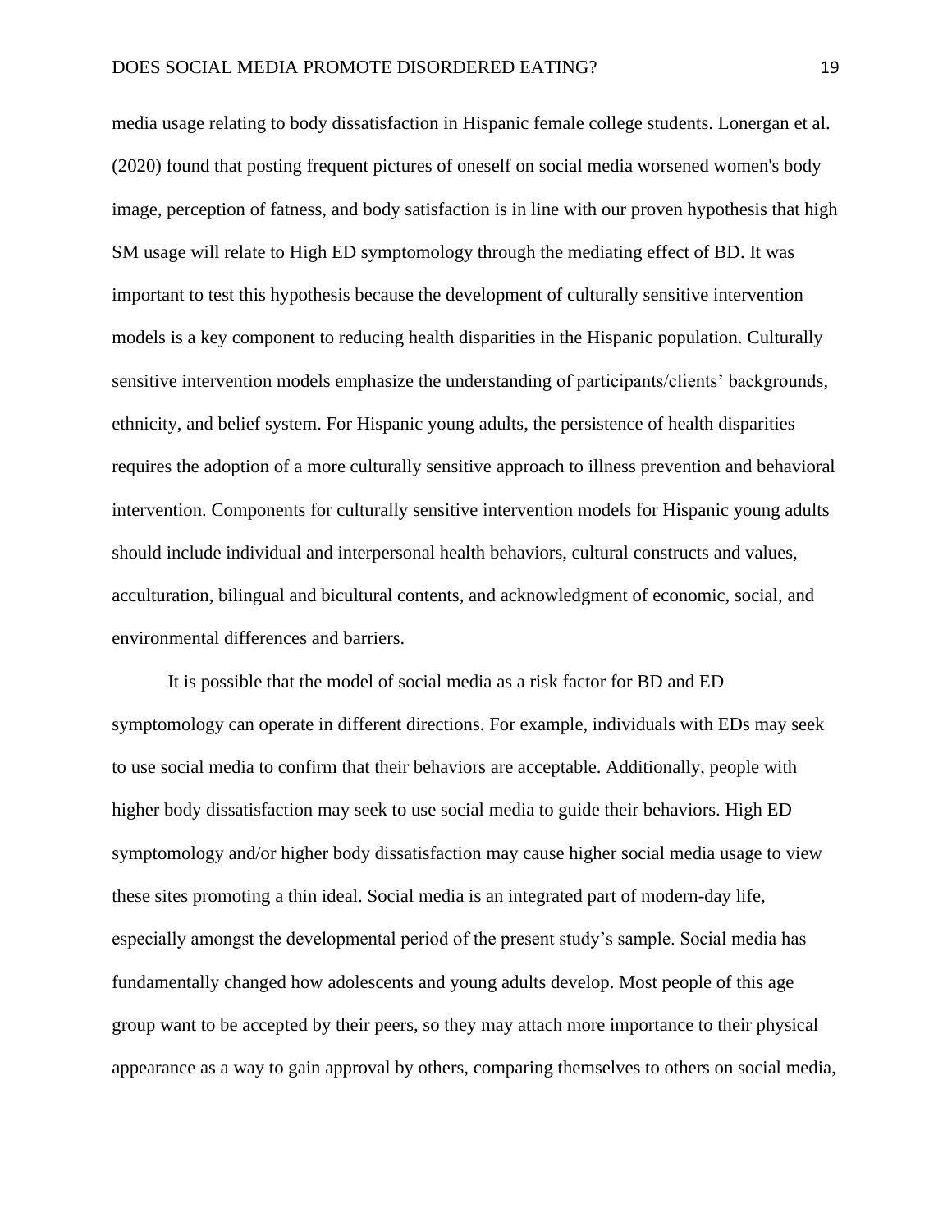media usage relating to body dissatisfaction in Hispanic female college students. Lonergan et al. (2020) found that posting frequent pictures of oneself on social media worsened women's body image, perception of fatness, and body satisfaction is in line with our proven hypothesis that high SM usage will relate to High ED symptomology through the mediating effect of BD. It was important to test this hypothesis because the development of culturally sensitive intervention models is a key component to reducing health disparities in the Hispanic population. Culturally sensitive intervention models emphasize the understanding of participants/clients' backgrounds, ethnicity, and belief system. For Hispanic young adults, the persistence of health disparities requires the adoption of a more culturally sensitive approach to illness prevention and behavioral intervention. Components for culturally sensitive intervention models for Hispanic young adults should include individual and interpersonal health behaviors, cultural constructs and values, acculturation, bilingual and bicultural contents, and acknowledgment of economic, social, and environmental differences and barriers.

It is possible that the model of social media as a risk factor for BD and ED symptomology can operate in different directions. For example, individuals with EDs may seek to use social media to confirm that their behaviors are acceptable. Additionally, people with higher body dissatisfaction may seek to use social media to guide their behaviors. High ED symptomology and/or higher body dissatisfaction may cause higher social media usage to view these sites promoting a thin ideal. Social media is an integrated part of modern-day life, especially amongst the developmental period of the present study's sample. Social media has fundamentally changed how adolescents and young adults develop. Most people of this age group want to be accepted by their peers, so they may attach more importance to their physical appearance as a way to gain approval by others, comparing themselves to others on social media,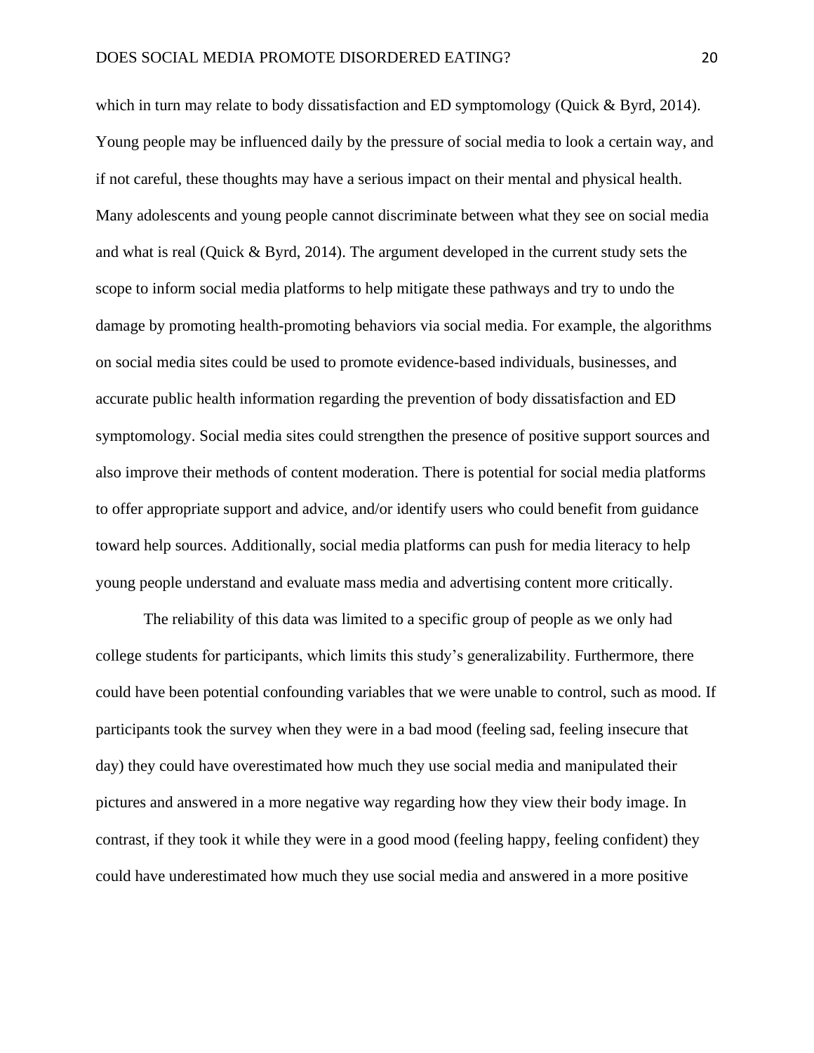which in turn may relate to body dissatisfaction and ED symptomology (Quick & Byrd, 2014). Young people may be influenced daily by the pressure of social media to look a certain way, and if not careful, these thoughts may have a serious impact on their mental and physical health. Many adolescents and young people cannot discriminate between what they see on social media and what is real (Quick & Byrd, 2014). The argument developed in the current study sets the scope to inform social media platforms to help mitigate these pathways and try to undo the damage by promoting health-promoting behaviors via social media. For example, the algorithms on social media sites could be used to promote evidence-based individuals, businesses, and accurate public health information regarding the prevention of body dissatisfaction and ED symptomology. Social media sites could strengthen the presence of positive support sources and also improve their methods of content moderation. There is potential for social media platforms to offer appropriate support and advice, and/or identify users who could benefit from guidance toward help sources. Additionally, social media platforms can push for media literacy to help young people understand and evaluate mass media and advertising content more critically.

The reliability of this data was limited to a specific group of people as we only had college students for participants, which limits this study's generalizability. Furthermore, there could have been potential confounding variables that we were unable to control, such as mood. If participants took the survey when they were in a bad mood (feeling sad, feeling insecure that day) they could have overestimated how much they use social media and manipulated their pictures and answered in a more negative way regarding how they view their body image. In contrast, if they took it while they were in a good mood (feeling happy, feeling confident) they could have underestimated how much they use social media and answered in a more positive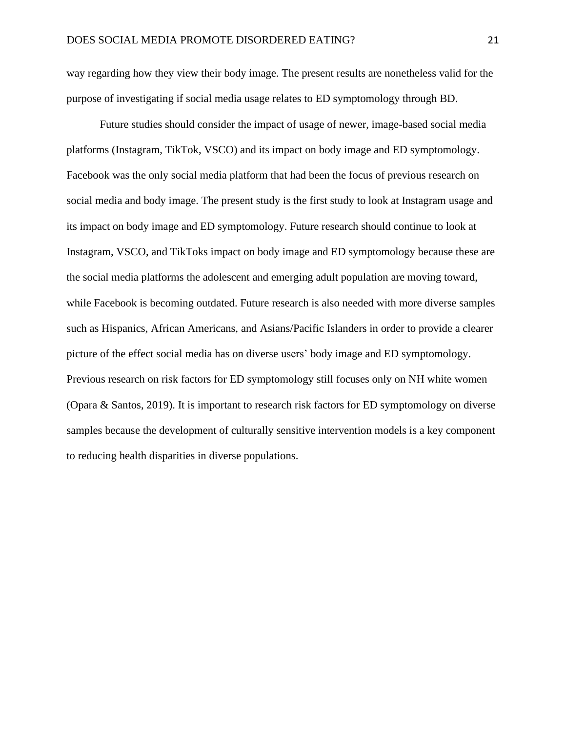way regarding how they view their body image. The present results are nonetheless valid for the purpose of investigating if social media usage relates to ED symptomology through BD.

Future studies should consider the impact of usage of newer, image-based social media platforms (Instagram, TikTok, VSCO) and its impact on body image and ED symptomology. Facebook was the only social media platform that had been the focus of previous research on social media and body image. The present study is the first study to look at Instagram usage and its impact on body image and ED symptomology. Future research should continue to look at Instagram, VSCO, and TikToks impact on body image and ED symptomology because these are the social media platforms the adolescent and emerging adult population are moving toward, while Facebook is becoming outdated. Future research is also needed with more diverse samples such as Hispanics, African Americans, and Asians/Pacific Islanders in order to provide a clearer picture of the effect social media has on diverse users' body image and ED symptomology. Previous research on risk factors for ED symptomology still focuses only on NH white women (Opara & Santos, 2019). It is important to research risk factors for ED symptomology on diverse samples because the development of culturally sensitive intervention models is a key component to reducing health disparities in diverse populations.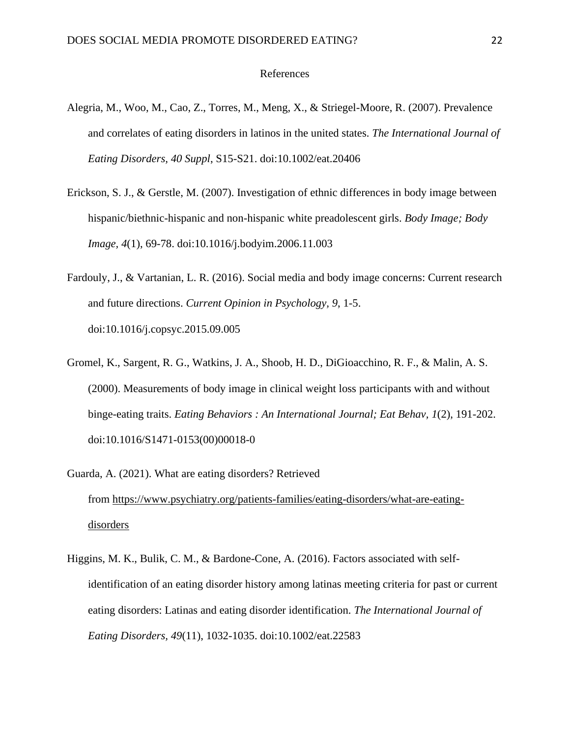# References

Alegria, M., Woo, M., Cao, Z., Torres, M., Meng, X., & Striegel-Moore, R. (2007). Prevalence and correlates of eating disorders in latinos in the united states. *The International Journal of Eating Disorders, 40 Suppl*, S15-S21. doi:10.1002/eat.20406

Erickson, S. J., & Gerstle, M. (2007). Investigation of ethnic differences in body image between hispanic/biethnic-hispanic and non-hispanic white preadolescent girls. *Body Image; Body Image, 4*(1), 69-78. doi:10.1016/j.bodyim.2006.11.003

Fardouly, J., & Vartanian, L. R. (2016). Social media and body image concerns: Current research and future directions. *Current Opinion in Psychology, 9*, 1-5. doi:10.1016/j.copsyc.2015.09.005

Gromel, K., Sargent, R. G., Watkins, J. A., Shoob, H. D., DiGioacchino, R. F., & Malin, A. S. (2000). Measurements of body image in clinical weight loss participants with and without binge-eating traits. *Eating Behaviors : An International Journal; Eat Behav, 1*(2), 191-202. doi:10.1016/S1471-0153(00)00018-0

Guarda, A. (2021). What are eating disorders? Retrieved from https://www.psychiatry.org/patients-families/eating-disorders/what-are-eating-disorders

Higgins, M. K., Bulik, C. M., & Bardone-Cone, A. (2016). Factors associated with self-identification of an eating disorder history among latinas meeting criteria for past or current eating disorders: Latinas and eating disorder identification. *The International Journal of Eating Disorders, 49*(11), 1032-1035. doi:10.1002/eat.22583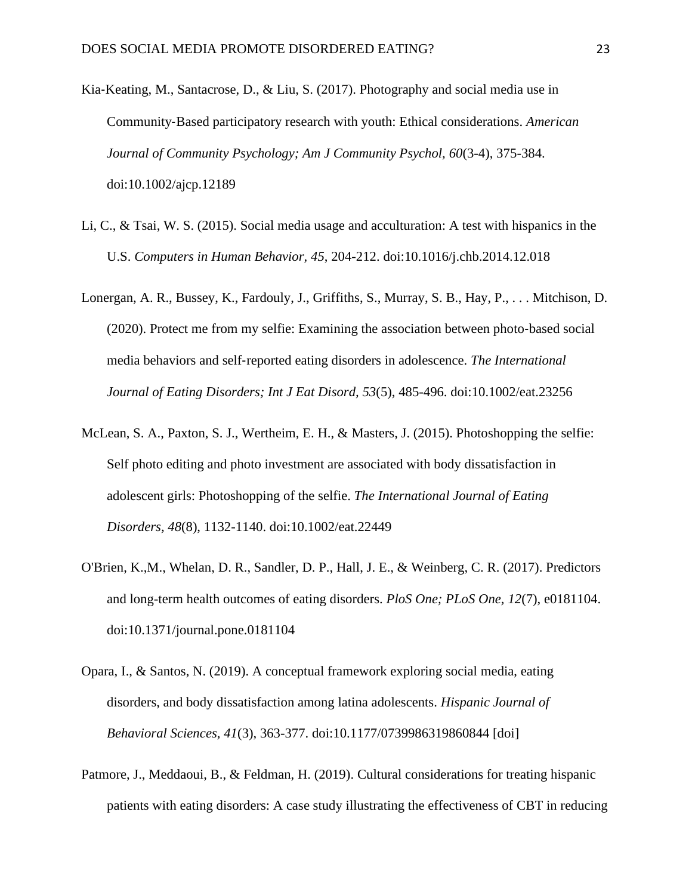Kia-Keating, M., Santacrose, D., & Liu, S. (2017). Photography and social media use in Community-Based participatory research with youth: Ethical considerations. *American Journal of Community Psychology; Am J Community Psychol, 60*(3-4), 375-384. doi:10.1002/ajcp.12189

Li, C., & Tsai, W. S. (2015). Social media usage and acculturation: A test with hispanics in the U.S. *Computers in Human Behavior, 45*, 204-212. doi:10.1016/j.chb.2014.12.018

Lonergan, A. R., Bussey, K., Fardouly, J., Griffiths, S., Murray, S. B., Hay, P., . . . Mitchison, D. (2020). Protect me from my selfie: Examining the association between photo-based social media behaviors and self-reported eating disorders in adolescence. *The International Journal of Eating Disorders; Int J Eat Disord, 53*(5), 485-496. doi:10.1002/eat.23256

McLean, S. A., Paxton, S. J., Wertheim, E. H., & Masters, J. (2015). Photoshopping the selfie: Self photo editing and photo investment are associated with body dissatisfaction in adolescent girls: Photoshopping of the selfie. *The International Journal of Eating Disorders, 48*(8), 1132-1140. doi:10.1002/eat.22449

O'Brien, K.,M., Whelan, D. R., Sandler, D. P., Hall, J. E., & Weinberg, C. R. (2017). Predictors and long-term health outcomes of eating disorders. *PloS One; PLoS One, 12*(7), e0181104. doi:10.1371/journal.pone.0181104

Opara, I., & Santos, N. (2019). A conceptual framework exploring social media, eating disorders, and body dissatisfaction among latina adolescents. *Hispanic Journal of Behavioral Sciences, 41*(3), 363-377. doi:10.1177/0739986319860844 [doi]

Patmore, J., Meddaoui, B., & Feldman, H. (2019). Cultural considerations for treating hispanic patients with eating disorders: A case study illustrating the effectiveness of CBT in reducing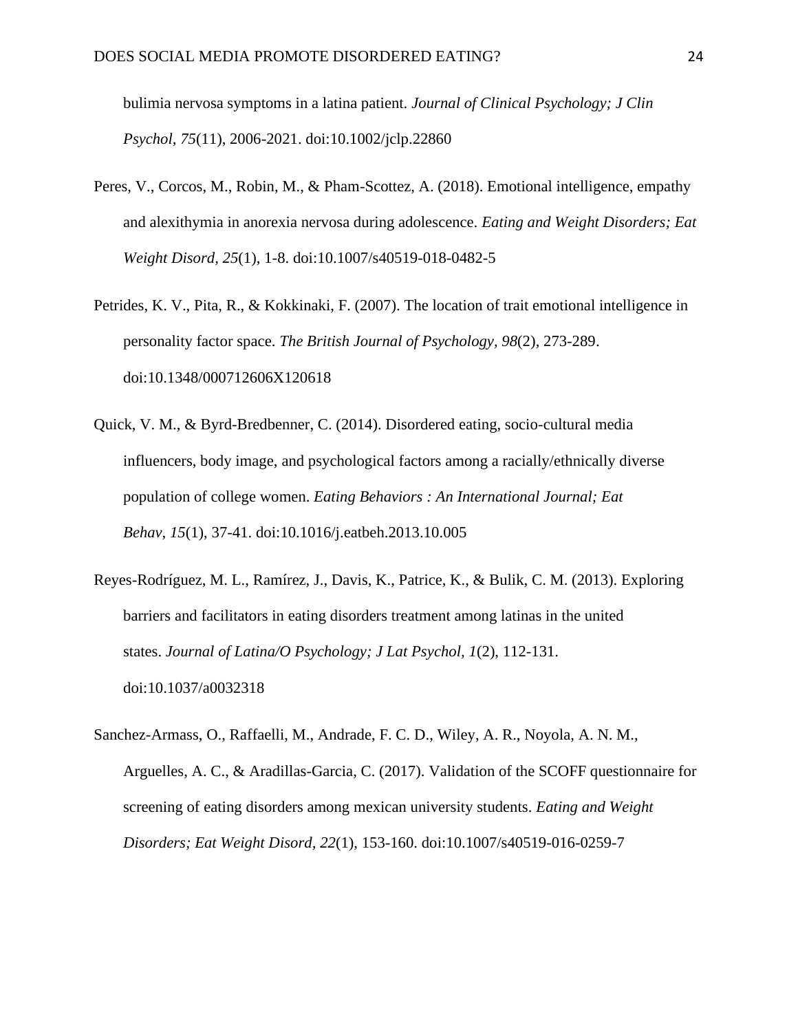bulimia nervosa symptoms in a latina patient. *Journal of Clinical Psychology; J Clin Psychol, 75*(11), 2006-2021. doi:10.1002/jclp.22860

Peres, V., Corcos, M., Robin, M., & Pham-Scottez, A. (2018). Emotional intelligence, empathy and alexithymia in anorexia nervosa during adolescence. *Eating and Weight Disorders; Eat Weight Disord, 25*(1), 1-8. doi:10.1007/s40519-018-0482-5

Petrides, K. V., Pita, R., & Kokkinaki, F. (2007). The location of trait emotional intelligence in personality factor space. *The British Journal of Psychology, 98*(2), 273-289. doi:10.1348/000712606X120618

Quick, V. M., & Byrd-Bredbenner, C. (2014). Disordered eating, socio-cultural media influencers, body image, and psychological factors among a racially/ethnically diverse population of college women. *Eating Behaviors : An International Journal; Eat Behav, 15*(1), 37-41. doi:10.1016/j.eatbeh.2013.10.005

Reyes-Rodríguez, M. L., Ramírez, J., Davis, K., Patrice, K., & Bulik, C. M. (2013). Exploring barriers and facilitators in eating disorders treatment among latinas in the united states. *Journal of Latina/O Psychology; J Lat Psychol, 1*(2), 112-131. doi:10.1037/a0032318

Sanchez-Armass, O., Raffaelli, M., Andrade, F. C. D., Wiley, A. R., Noyola, A. N. M., Arguelles, A. C., & Aradillas-Garcia, C. (2017). Validation of the SCOFF questionnaire for screening of eating disorders among mexican university students. *Eating and Weight Disorders; Eat Weight Disord, 22*(1), 153-160. doi:10.1007/s40519-016-0259-7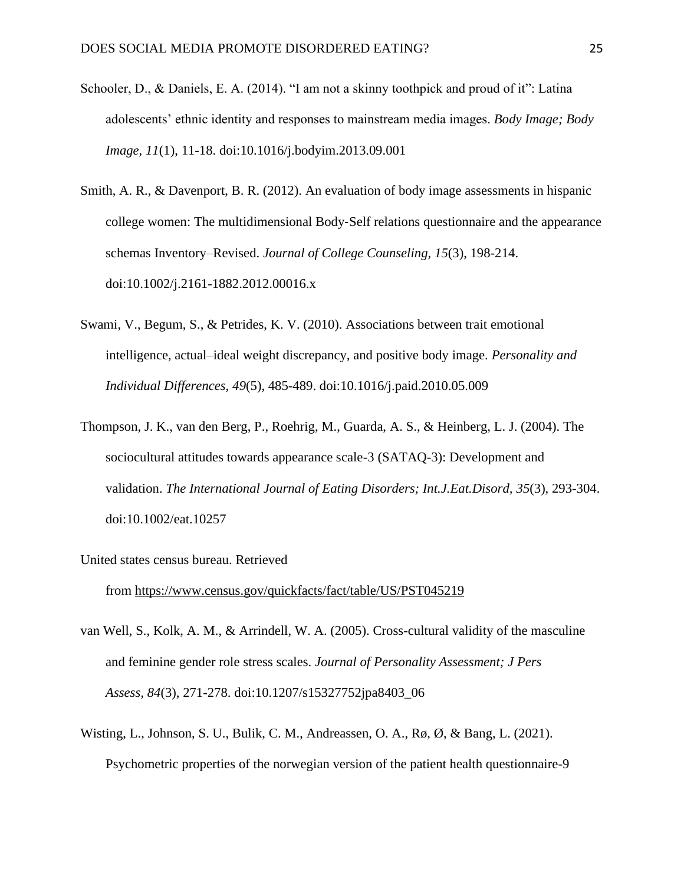Schooler, D., & Daniels, E. A. (2014). “I am not a skinny toothpick and proud of it”: Latina adolescents’ ethnic identity and responses to mainstream media images. *Body Image; Body Image, 11*(1), 11-18. doi:10.1016/j.bodyim.2013.09.001

Smith, A. R., & Davenport, B. R. (2012). An evaluation of body image assessments in hispanic college women: The multidimensional Body-Self relations questionnaire and the appearance schemas Inventory–Revised. *Journal of College Counseling, 15*(3), 198-214. doi:10.1002/j.2161-1882.2012.00016.x

Swami, V., Begum, S., & Petrides, K. V. (2010). Associations between trait emotional intelligence, actual–ideal weight discrepancy, and positive body image. *Personality and Individual Differences, 49*(5), 485-489. doi:10.1016/j.paid.2010.05.009

Thompson, J. K., van den Berg, P., Roehrig, M., Guarda, A. S., & Heinberg, L. J. (2004). The sociocultural attitudes towards appearance scale-3 (SATAQ-3): Development and validation. *The International Journal of Eating Disorders; Int.J.Eat.Disord, 35*(3), 293-304. doi:10.1002/eat.10257

United states census bureau. Retrieved from https://www.census.gov/quickfacts/fact/table/US/PST045219

van Well, S., Kolk, A. M., & Arrindell, W. A. (2005). Cross-cultural validity of the masculine and feminine gender role stress scales. *Journal of Personality Assessment; J Pers Assess, 84*(3), 271-278. doi:10.1207/s15327752jpa8403_06

Wisting, L., Johnson, S. U., Bulik, C. M., Andreassen, O. A., Rø, Ø, & Bang, L. (2021). Psychometric properties of the norwegian version of the patient health questionnaire-9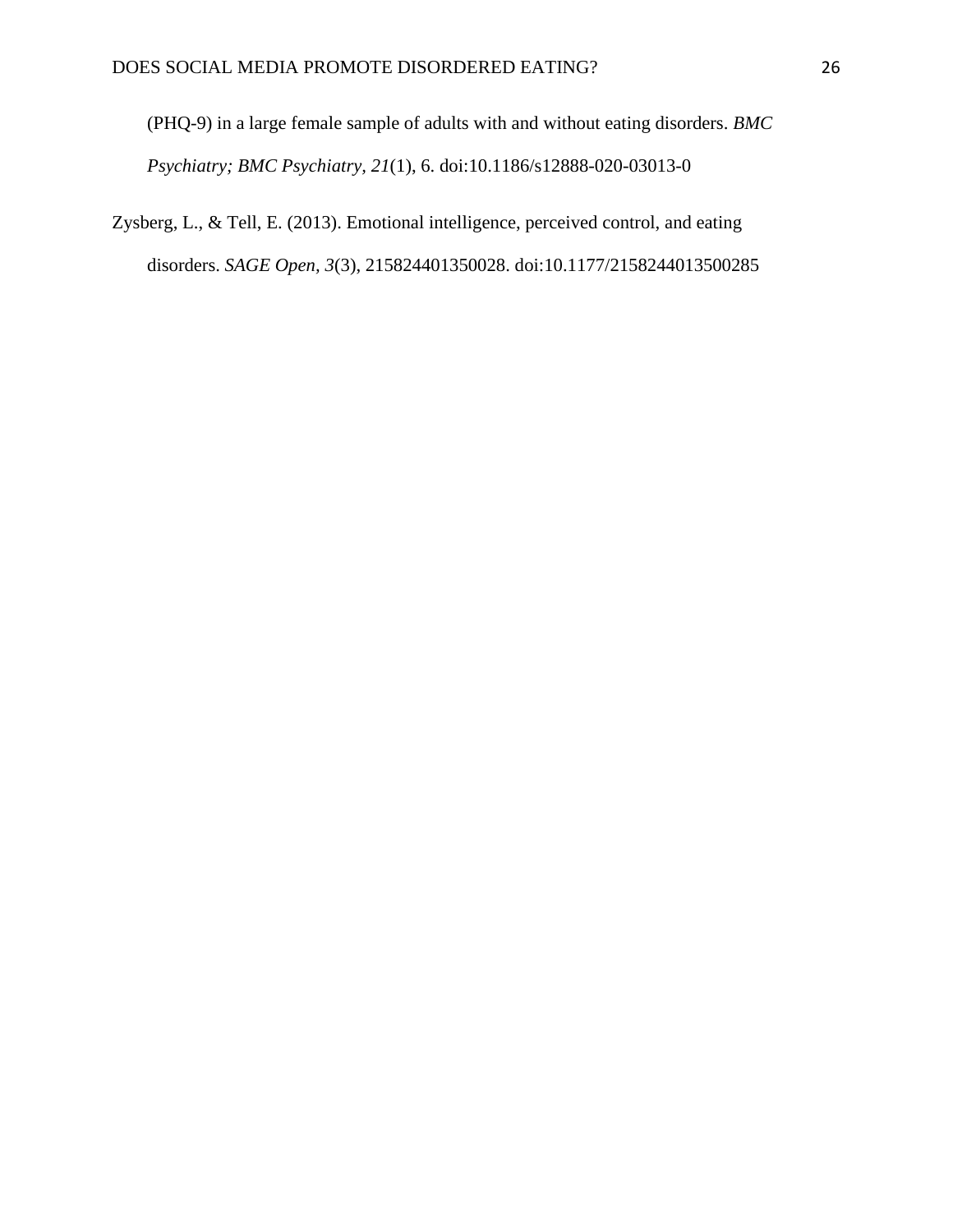(PHQ-9) in a large female sample of adults with and without eating disorders. *BMC Psychiatry; BMC Psychiatry, 21*(1), 6. doi:10.1186/s12888-020-03013-0

Zysberg, L., & Tell, E. (2013). Emotional intelligence, perceived control, and eating disorders. *SAGE Open, 3*(3), 215824401350028. doi:10.1177/2158244013500285